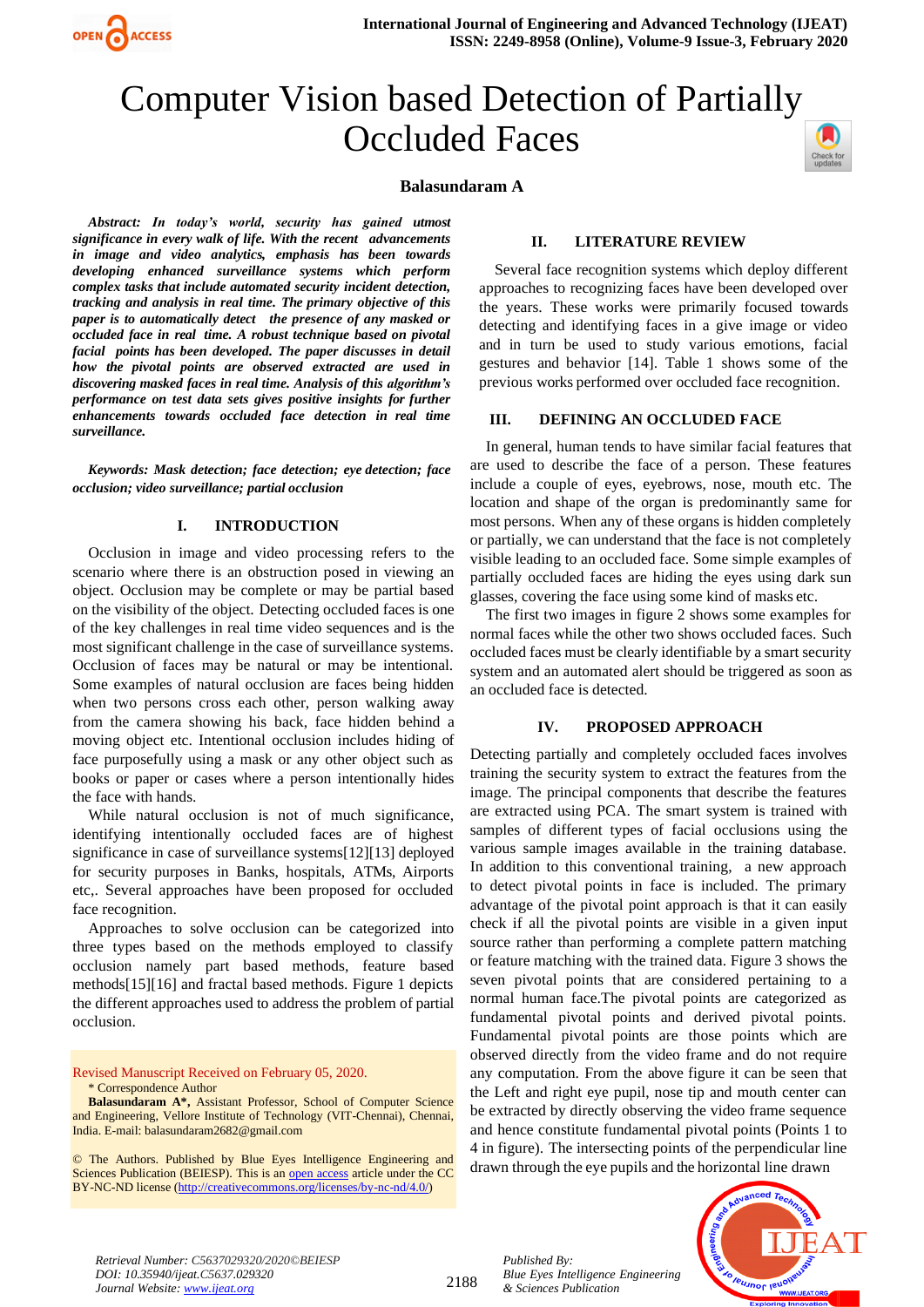# Computer Vision based Detection of Partially Occluded Faces

**Balasundaram A**

***Abstract:*** ***In today's world, security has gained utmost significance in every walk of life. With the recent advancements in image and video analytics, emphasis has been towards developing enhanced surveillance systems which perform complex tasks that include automated security incident detection, tracking and analysis in real time. The primary objective of this paper is to automatically detect the presence of any masked or occluded face in real time. A robust technique based on pivotal facial points has been developed. The paper discusses in detail how the pivotal points are observed extracted are used in discovering masked faces in real time. Analysis of this algorithm's performance on test data sets gives positive insights for further enhancements towards occluded face detection in real time surveillance.***

***Keywords: Mask detection; face detection; eye detection; face occlusion; video surveillance; partial occlusion***

## I. INTRODUCTION

Occlusion in image and video processing refers to the scenario where there is an obstruction posed in viewing an object. Occlusion may be complete or may be partial based on the visibility of the object. Detecting occluded faces is one of the key challenges in real time video sequences and is the most significant challenge in the case of surveillance systems. Occlusion of faces may be natural or may be intentional. Some examples of natural occlusion are faces being hidden when two persons cross each other, person walking away from the camera showing his back, face hidden behind a moving object etc. Intentional occlusion includes hiding of face purposefully using a mask or any other object such as books or paper or cases where a person intentionally hides the face with hands.

While natural occlusion is not of much significance, identifying intentionally occluded faces are of highest significance in case of surveillance systems[12][13] deployed for security purposes in Banks, hospitals, ATMs, Airports etc,. Several approaches have been proposed for occluded face recognition.

Approaches to solve occlusion can be categorized into three types based on the methods employed to classify occlusion namely part based methods, feature based methods[15][16] and fractal based methods. Figure 1 depicts the different approaches used to address the problem of partial occlusion.

Revised Manuscript Received on February 05, 2020.

\* Correspondence Author

**Balasundaram A\***, Assistant Professor, School of Computer Science and Engineering, Vellore Institute of Technology (VIT-Chennai), Chennai, India. E-mail: balasundaram2682@gmail.com

© The Authors. Published by Blue Eyes Intelligence Engineering and Sciences Publication (BEIESP). This is an open access article under the CC BY-NC-ND license (http://creativecommons.org/licenses/by-nc-nd/4.0/)

## II. LITERATURE REVIEW

Several face recognition systems which deploy different approaches to recognizing faces have been developed over the years. These works were primarily focused towards detecting and identifying faces in a give image or video and in turn be used to study various emotions, facial gestures and behavior [14]. Table 1 shows some of the previous works performed over occluded face recognition.

## III. DEFINING AN OCCLUDED FACE

In general, human tends to have similar facial features that are used to describe the face of a person. These features include a couple of eyes, eyebrows, nose, mouth etc. The location and shape of the organ is predominantly same for most persons. When any of these organs is hidden completely or partially, we can understand that the face is not completely visible leading to an occluded face. Some simple examples of partially occluded faces are hiding the eyes using dark sun glasses, covering the face using some kind of masks etc.

The first two images in figure 2 shows some examples for normal faces while the other two shows occluded faces. Such occluded faces must be clearly identifiable by a smart security system and an automated alert should be triggered as soon as an occluded face is detected.

## IV. PROPOSED APPROACH

Detecting partially and completely occluded faces involves training the security system to extract the features from the image. The principal components that describe the features are extracted using PCA. The smart system is trained with samples of different types of facial occlusions using the various sample images available in the training database. In addition to this conventional training, a new approach to detect pivotal points in face is included. The primary advantage of the pivotal point approach is that it can easily check if all the pivotal points are visible in a given input source rather than performing a complete pattern matching or feature matching with the trained data. Figure 3 shows the seven pivotal points that are considered pertaining to a normal human face.The pivotal points are categorized as fundamental pivotal points and derived pivotal points. Fundamental pivotal points are those points which are observed directly from the video frame and do not require any computation. From the above figure it can be seen that the Left and right eye pupil, nose tip and mouth center can be extracted by directly observing the video frame sequence and hence constitute fundamental pivotal points (Points 1 to 4 in figure). The intersecting points of the perpendicular line drawn through the eye pupils and the horizontal line drawn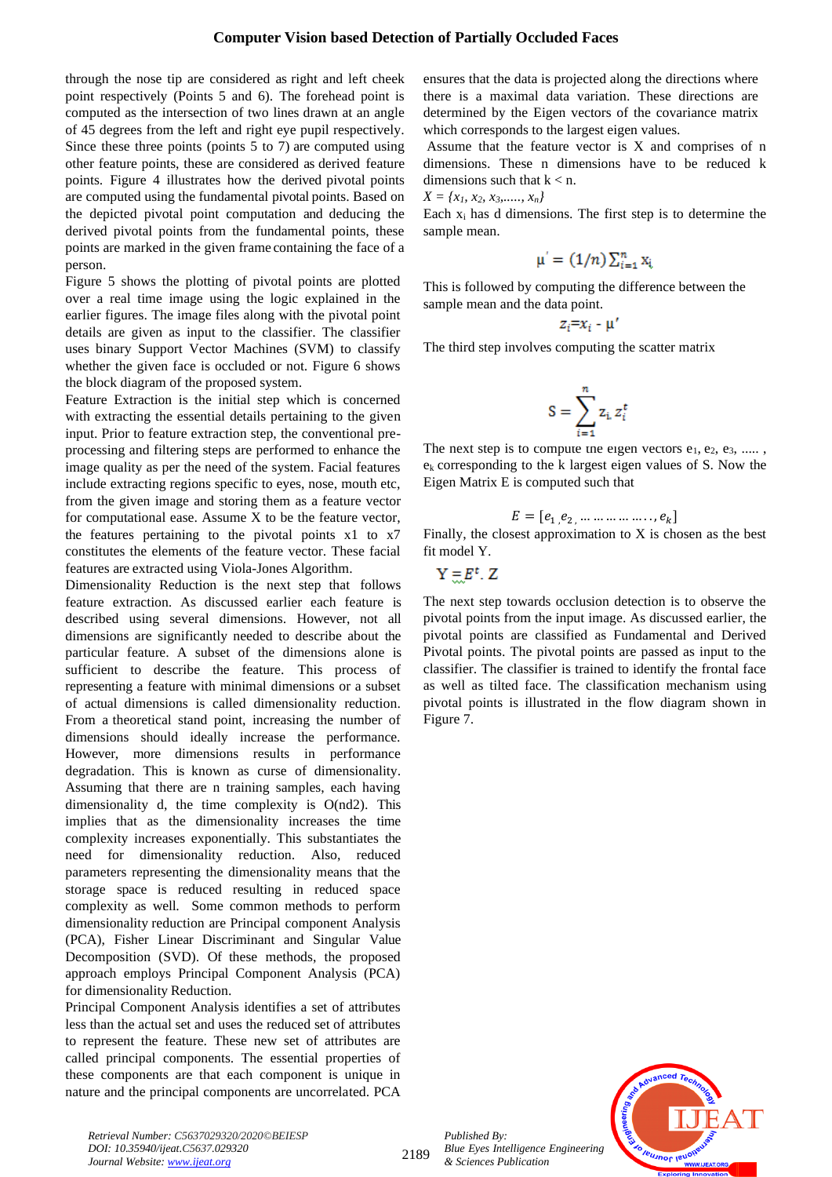through the nose tip are considered as right and left cheek point respectively (Points 5 and 6). The forehead point is computed as the intersection of two lines drawn at an angle of 45 degrees from the left and right eye pupil respectively. Since these three points (points 5 to 7) are computed using other feature points, these are considered as derived feature points. Figure 4 illustrates how the derived pivotal points are computed using the fundamental pivotal points. Based on the depicted pivotal point computation and deducing the derived pivotal points from the fundamental points, these points are marked in the given frame containing the face of a person.

Figure 5 shows the plotting of pivotal points are plotted over a real time image using the logic explained in the earlier figures. The image files along with the pivotal point details are given as input to the classifier. The classifier uses binary Support Vector Machines (SVM) to classify whether the given face is occluded or not. Figure 6 shows the block diagram of the proposed system.

Feature Extraction is the initial step which is concerned with extracting the essential details pertaining to the given input. Prior to feature extraction step, the conventional pre-processing and filtering steps are performed to enhance the image quality as per the need of the system. Facial features include extracting regions specific to eyes, nose, mouth etc, from the given image and storing them as a feature vector for computational ease. Assume X to be the feature vector, the features pertaining to the pivotal points x1 to x7 constitutes the elements of the feature vector. These facial features are extracted using Viola-Jones Algorithm.

Dimensionality Reduction is the next step that follows feature extraction. As discussed earlier each feature is described using several dimensions. However, not all dimensions are significantly needed to describe about the particular feature. A subset of the dimensions alone is sufficient to describe the feature. This process of representing a feature with minimal dimensions or a subset of actual dimensions is called dimensionality reduction. From a theoretical stand point, increasing the number of dimensions should ideally increase the performance. However, more dimensions results in performance degradation. This is known as curse of dimensionality. Assuming that there are n training samples, each having dimensionality d, the time complexity is O(nd2). This implies that as the dimensionality increases the time complexity increases exponentially. This substantiates the need for dimensionality reduction. Also, reduced parameters representing the dimensionality means that the storage space is reduced resulting in reduced space complexity as well. Some common methods to perform dimensionality reduction are Principal component Analysis (PCA), Fisher Linear Discriminant and Singular Value Decomposition (SVD). Of these methods, the proposed approach employs Principal Component Analysis (PCA) for dimensionality Reduction.

Principal Component Analysis identifies a set of attributes less than the actual set and uses the reduced set of attributes to represent the feature. These new set of attributes are called principal components. The essential properties of these components are that each component is unique in nature and the principal components are uncorrelated. PCA ensures that the data is projected along the directions where there is a maximal data variation. These directions are determined by the Eigen vectors of the covariance matrix which corresponds to the largest eigen values.

Assume that the feature vector is X and comprises of n dimensions. These n dimensions have to be reduced k dimensions such that k < n.

$X = \{x_1, x_2, x_3, \ldots, x_n\}$

Each $x_i$ has d dimensions. The first step is to determine the sample mean.

$$\mu' = (1/n)\sum_{i=1}^{n} x_i$$

This is followed by computing the difference between the sample mean and the data point.

$$z_i = x_i - \mu'$$

The third step involves computing the scatter matrix

$$S = \sum_{i=1}^{n} z_i \, z_i^t$$

The next step is to compute the eigen vectors $e_1, e_2, e_3, \ldots,$ $e_k$ corresponding to the k largest eigen values of S. Now the Eigen Matrix E is computed such that

$$E = [e_1, e_2, \ldots \ldots \ldots \ldots, e_k]$$

Finally, the closest approximation to X is chosen as the best fit model Y.

$$Y = E^t . Z$$

The next step towards occlusion detection is to observe the pivotal points from the input image. As discussed earlier, the pivotal points are classified as Fundamental and Derived Pivotal points. The pivotal points are passed as input to the classifier. The classifier is trained to identify the frontal face as well as tilted face. The classification mechanism using pivotal points is illustrated in the flow diagram shown in Figure 7.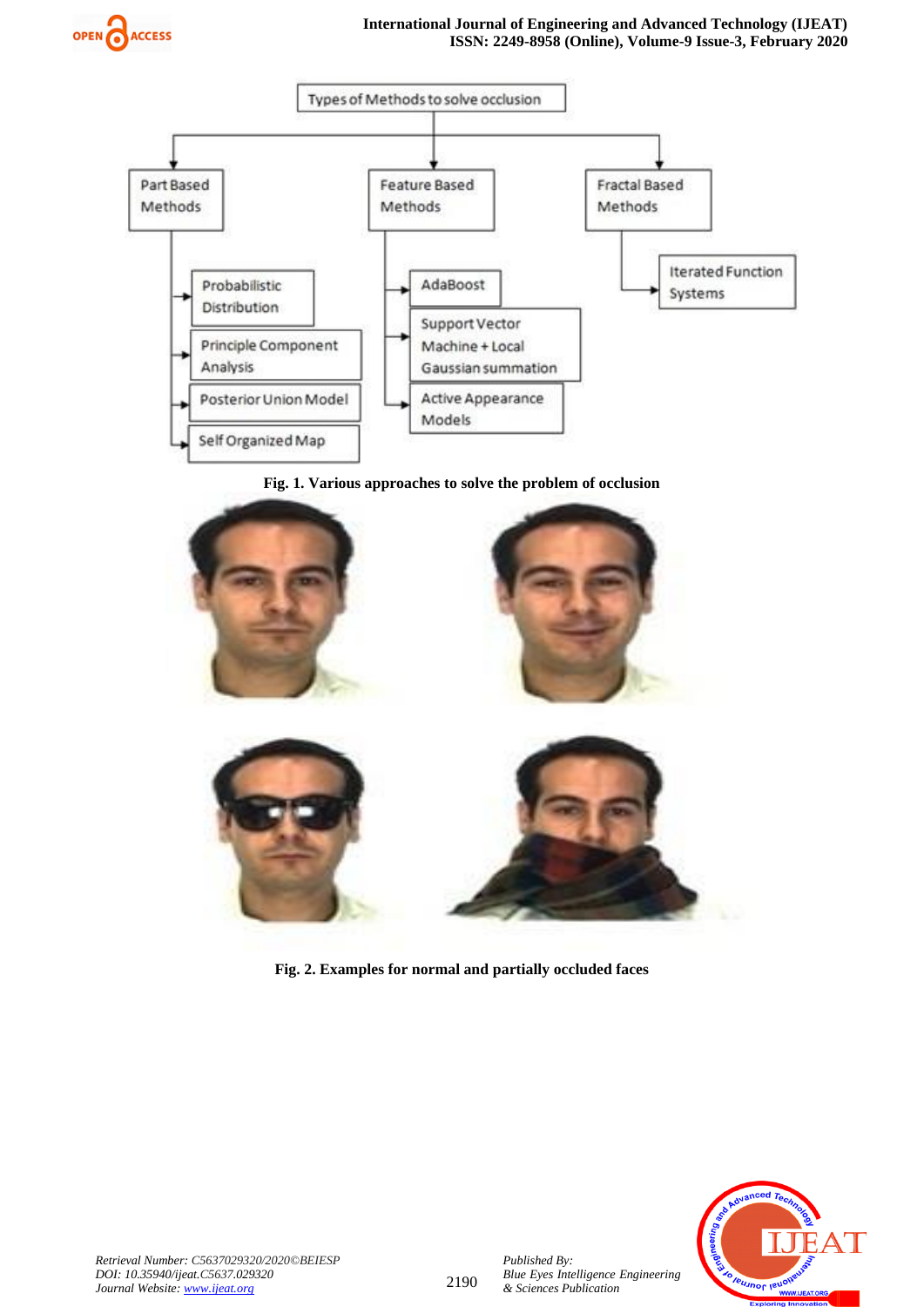Types of Methods to solve occlusion

Part Based Methods

Probabilistic Distribution

Principle Component Analysis

Posterior Union Model

Self Organized Map

Feature Based Methods

AdaBoost

Support Vector Machine + Local Gaussian summation

Active Appearance Models

Fractal Based Methods

Iterated Function Systems

**Fig. 1. Various approaches to solve the problem of occlusion**

**Fig. 2. Examples for normal and partially occluded faces**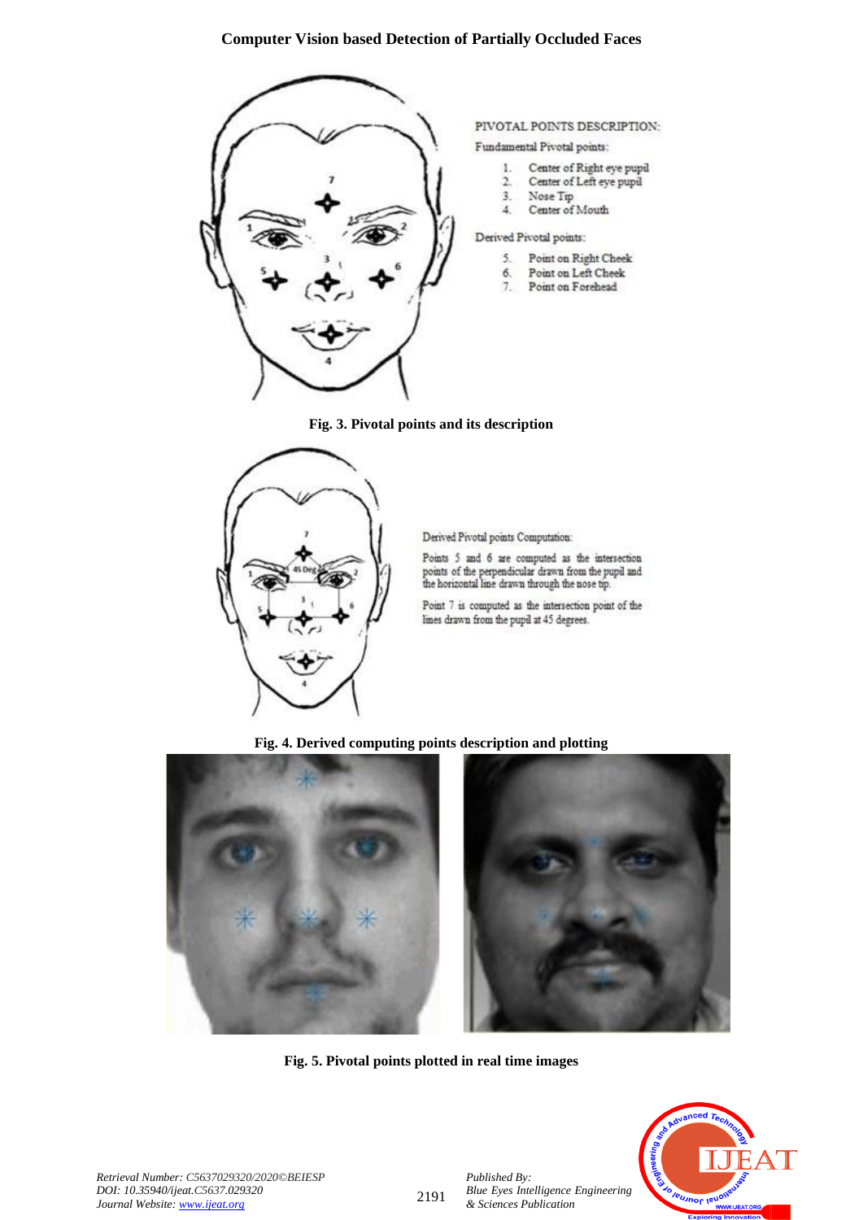PIVOTAL POINTS DESCRIPTION:

Fundamental Pivotal points:

1. Center of Right eye pupil
2. Center of Left eye pupil
3. Nose Tip
4. Center of Mouth

Derived Pivotal points:

5. Point on Right Cheek
6. Point on Left Cheek
7. Point on Forehead

**Fig. 3. Pivotal points and its description**

Derived Pivotal points Computation:

Points 5 and 6 are computed as the intersection points of the perpendicular drawn from the pupil and the horizontal line drawn through the nose tip.

Point 7 is computed as the intersection point of the lines drawn from the pupil at 45 degrees.

**Fig. 4. Derived computing points description and plotting**

**Fig. 5. Pivotal points plotted in real time images**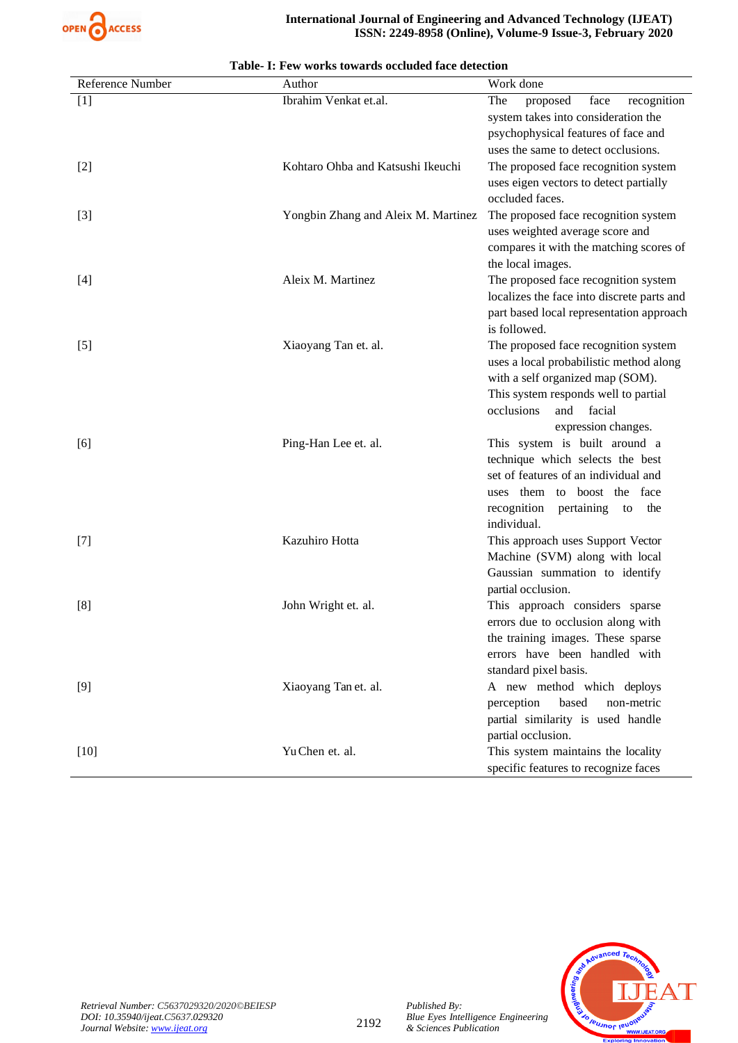**Table- I: Few works towards occluded face detection**

| Reference Number | Author | Work done |
|---|---|---|
| [1] | Ibrahim Venkat et.al. | The proposed face recognition system takes into consideration the psychophysical features of face and uses the same to detect occlusions. |
| [2] | Kohtaro Ohba and Katsushi Ikeuchi | The proposed face recognition system uses eigen vectors to detect partially occluded faces. |
| [3] | Yongbin Zhang and Aleix M. Martinez | The proposed face recognition system uses weighted average score and compares it with the matching scores of the local images. |
| [4] | Aleix M. Martinez | The proposed face recognition system localizes the face into discrete parts and part based local representation approach is followed. |
| [5] | Xiaoyang Tan et. al. | The proposed face recognition system uses a local probabilistic method along with a self organized map (SOM). This system responds well to partial occlusions and facial expression changes. |
| [6] | Ping-Han Lee et. al. | This system is built around a technique which selects the best set of features of an individual and uses them to boost the face recognition pertaining to the individual. |
| [7] | Kazuhiro Hotta | This approach uses Support Vector Machine (SVM) along with local Gaussian summation to identify partial occlusion. |
| [8] | John Wright et. al. | This approach considers sparse errors due to occlusion along with the training images. These sparse errors have been handled with standard pixel basis. |
| [9] | Xiaoyang Tan et. al. | A new method which deploys perception based non-metric partial similarity is used handle partial occlusion. |
| [10] | Yu Chen et. al. | This system maintains the locality specific features to recognize faces |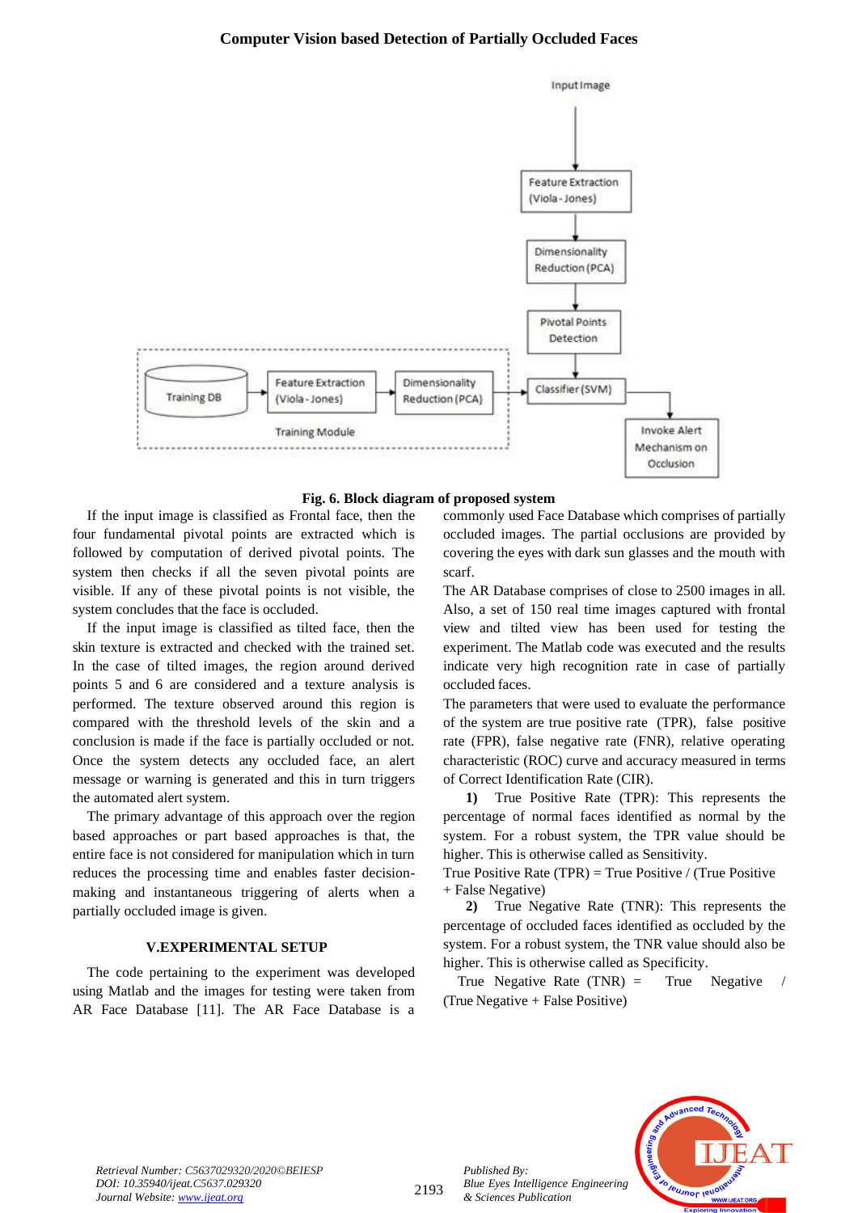Input Image

Feature Extraction (Viola - Jones)

Dimensionality Reduction (PCA)

Pivotal Points Detection

Training DB

Feature Extraction (Viola - Jones)

Dimensionality Reduction (PCA)

Training Module

Classifier (SVM)

Invoke Alert Mechanism on Occlusion

**Fig. 6. Block diagram of proposed system**

If the input image is classified as Frontal face, then the four fundamental pivotal points are extracted which is followed by computation of derived pivotal points. The system then checks if all the seven pivotal points are visible. If any of these pivotal points is not visible, the system concludes that the face is occluded.

If the input image is classified as tilted face, then the skin texture is extracted and checked with the trained set. In the case of tilted images, the region around derived points 5 and 6 are considered and a texture analysis is performed. The texture observed around this region is compared with the threshold levels of the skin and a conclusion is made if the face is partially occluded or not. Once the system detects any occluded face, an alert message or warning is generated and this in turn triggers the automated alert system.

The primary advantage of this approach over the region based approaches or part based approaches is that, the entire face is not considered for manipulation which in turn reduces the processing time and enables faster decision-making and instantaneous triggering of alerts when a partially occluded image is given.

## V.EXPERIMENTAL SETUP

The code pertaining to the experiment was developed using Matlab and the images for testing were taken from AR Face Database [11]. The AR Face Database is a commonly used Face Database which comprises of partially occluded images. The partial occlusions are provided by covering the eyes with dark sun glasses and the mouth with scarf.

The AR Database comprises of close to 2500 images in all. Also, a set of 150 real time images captured with frontal view and tilted view has been used for testing the experiment. The Matlab code was executed and the results indicate very high recognition rate in case of partially occluded faces.

The parameters that were used to evaluate the performance of the system are true positive rate (TPR), false positive rate (FPR), false negative rate (FNR), relative operating characteristic (ROC) curve and accuracy measured in terms of Correct Identification Rate (CIR).

**1)** True Positive Rate (TPR): This represents the percentage of normal faces identified as normal by the system. For a robust system, the TPR value should be higher. This is otherwise called as Sensitivity.

True Positive Rate (TPR) = True Positive / (True Positive + False Negative)

**2)** True Negative Rate (TNR): This represents the percentage of occluded faces identified as occluded by the system. For a robust system, the TNR value should also be higher. This is otherwise called as Specificity.

True Negative Rate (TNR) = True Negative / (True Negative + False Positive)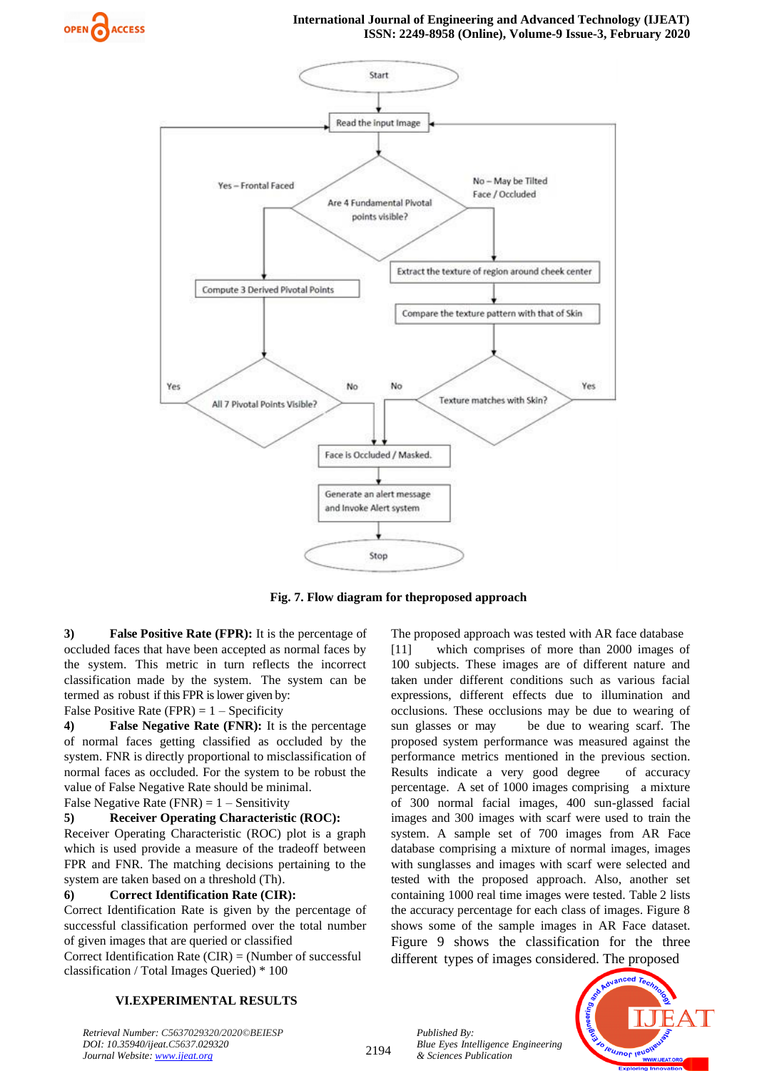Start

Read the input Image

Are 4 Fundamental Pivotal points visible?

Yes – Frontal Faced

No – May be Tilted Face / Occluded

Compute 3 Derived Pivotal Points

Extract the texture of region around cheek center

Compare the texture pattern with that of Skin

All 7 Pivotal Points Visible?

Yes

No

Texture matches with Skin?

No

Yes

Face is Occluded / Masked.

Generate an alert message and Invoke Alert system

Stop

**Fig. 7. Flow diagram for theproposed approach**

**3) False Positive Rate (FPR):** It is the percentage of occluded faces that have been accepted as normal faces by the system. This metric in turn reflects the incorrect classification made by the system. The system can be termed as robust if this FPR is lower given by:

False Positive Rate (FPR) = 1 – Specificity

**4) False Negative Rate (FNR):** It is the percentage of normal faces getting classified as occluded by the system. FNR is directly proportional to misclassification of normal faces as occluded. For the system to be robust the value of False Negative Rate should be minimal.

False Negative Rate (FNR) = 1 – Sensitivity

**5) Receiver Operating Characteristic (ROC):**

Receiver Operating Characteristic (ROC) plot is a graph which is used provide a measure of the tradeoff between FPR and FNR. The matching decisions pertaining to the system are taken based on a threshold (Th).

**6) Correct Identification Rate (CIR):**

Correct Identification Rate is given by the percentage of successful classification performed over the total number of given images that are queried or classified

Correct Identification Rate (CIR) = (Number of successful classification / Total Images Queried) * 100

## VI.EXPERIMENTAL RESULTS

The proposed approach was tested with AR face database [11] which comprises of more than 2000 images of 100 subjects. These images are of different nature and taken under different conditions such as various facial expressions, different effects due to illumination and occlusions. These occlusions may be due to wearing of sun glasses or may be due to wearing scarf. The proposed system performance was measured against the performance metrics mentioned in the previous section. Results indicate a very good degree of accuracy percentage. A set of 1000 images comprising a mixture of 300 normal facial images, 400 sun-glassed facial images and 300 images with scarf were used to train the system. A sample set of 700 images from AR Face database comprising a mixture of normal images, images with sunglasses and images with scarf were selected and tested with the proposed approach. Also, another set containing 1000 real time images were tested. Table 2 lists the accuracy percentage for each class of images. Figure 8 shows some of the sample images in AR Face dataset. Figure 9 shows the classification for the three different types of images considered. The proposed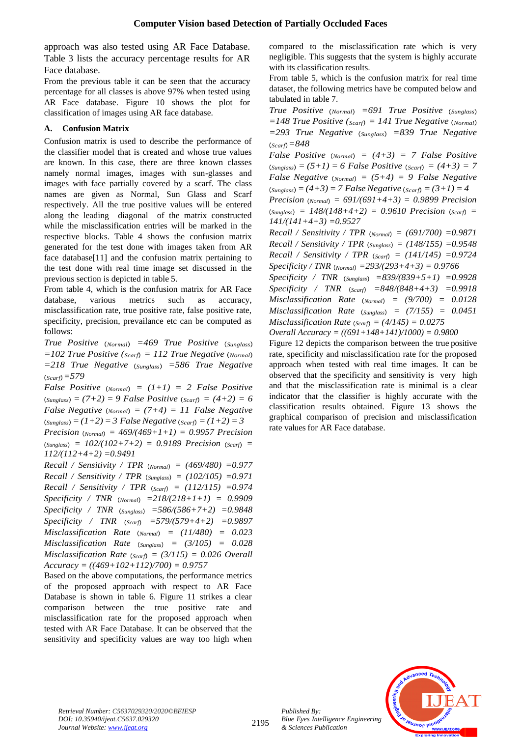approach was also tested using AR Face Database. Table 3 lists the accuracy percentage results for AR Face database.

From the previous table it can be seen that the accuracy percentage for all classes is above 97% when tested using AR Face database. Figure 10 shows the plot for classification of images using AR face database.

### A. Confusion Matrix

Confusion matrix is used to describe the performance of the classifier model that is created and whose true values are known. In this case, there are three known classes namely normal images, images with sun-glasses and images with face partially covered by a scarf. The class names are given as Normal, Sun Glass and Scarf respectively. All the true positive values will be entered along the leading diagonal of the matrix constructed while the misclassification entries will be marked in the respective blocks. Table 4 shows the confusion matrix generated for the test done with images taken from AR face database[11] and the confusion matrix pertaining to the test done with real time image set discussed in the previous section is depicted in table 5.

From table 4, which is the confusion matrix for AR Face database, various metrics such as accuracy, misclassification rate, true positive rate, false positive rate, specificity, precision, prevailance etc can be computed as follows:

*True Positive* $_{(Normal)}$ *=469 True Positive* $_{(Sunglass)}$ *=102 True Positive* $_{(Scarf)}$ *= 112 True Negative* $_{(Normal)}$ *=218 True Negative* $_{(Sunglass)}$ *=586 True Negative* $_{(Scarf)}$ *=579*

*False Positive* $_{(Normal)}$ *= (1+1) = 2 False Positive* $_{(Sunglass)}$ *= (7+2) = 9 False Positive* $_{(Scarf)}$ *= (4+2) = 6 False Negative* $_{(Normal)}$ *= (7+4) = 11 False Negative* $_{(Sunglass)}$ *= (1+2) = 3 False Negative* $_{(Scarf)}$ *= (1+2) = 3*

*Precision* $_{(Normal)}$ *= 469/(469+1+1) = 0.9957 Precision* $_{(Sunglass)}$ *= 102/(102+7+2) = 0.9189 Precision* $_{(Scarf)}$ *= 112/(112+4+2) =0.9491*

*Recall / Sensitivity / TPR* $_{(Normal)}$ *= (469/480) =0.977*
*Recall / Sensitivity / TPR* $_{(Sunglass)}$ *= (102/105) =0.971*
*Recall / Sensitivity / TPR* $_{(Scarf)}$ *= (112/115) =0.974*
*Specificity / TNR* $_{(Normal)}$ *=218/(218+1+1) = 0.9909*
*Specificity / TNR* $_{(Sunglass)}$ *=586/(586+7+2) =0.9848*
*Specificity / TNR* $_{(Scarf)}$ *=579/(579+4+2) =0.9897*
*Misclassification Rate* $_{(Normal)}$ *= (11/480) = 0.023*
*Misclassification Rate* $_{(Sunglass)}$ *= (3/105) = 0.028*
*Misclassification Rate* $_{(Scarf)}$ *= (3/115) = 0.026 Overall Accuracy = ((469+102+112)/700) = 0.9757*

Based on the above computations, the performance metrics of the proposed approach with respect to AR Face Database is shown in table 6. Figure 11 strikes a clear comparison between the true positive rate and misclassification rate for the proposed approach when tested with AR Face Database. It can be observed that the sensitivity and specificity values are way too high when compared to the misclassification rate which is very negligible. This suggests that the system is highly accurate with its classification results.

From table 5, which is the confusion matrix for real time dataset, the following metrics have be computed below and tabulated in table 7.

*True Positive* $_{(Normal)}$ *=691 True Positive* $_{(Sunglass)}$ *=148 True Positive* $_{(Scarf)}$ *= 141 True Negative* $_{(Normal)}$ *=293 True Negative* $_{(Sunglass)}$ *=839 True Negative* $_{(Scarf)}$ *=848*

*False Positive* $_{(Normal)}$ *= (4+3) = 7 False Positive* $_{(Sunglass)}$ *= (5+1) = 6 False Positive* $_{(Scarf)}$ *= (4+3) = 7 False Negative* $_{(Normal)}$ *= (5+4) = 9 False Negative* $_{(Sunglass)}$ *= (4+3) = 7 False Negative* $_{(Scarf)}$ *= (3+1) = 4*

*Precision* $_{(Normal)}$ *= 691/(691+4+3) = 0.9899 Precision* $_{(Sunglass)}$ *= 148/(148+4+2) = 0.9610 Precision* $_{(Scarf)}$ *= 141/(141+4+3) =0.9527*

*Recall / Sensitivity / TPR* $_{(Normal)}$ *= (691/700) =0.9871*
*Recall / Sensitivity / TPR* $_{(Sunglass)}$ *= (148/155) =0.9548*
*Recall / Sensitivity / TPR* $_{(Scarf)}$ *= (141/145) =0.9724*
*Specificity / TNR* $_{(Normal)}$ *=293/(293+4+3) = 0.9766*
*Specificity / TNR* $_{(Sunglass)}$ *=839/(839+5+1) =0.9928*
*Specificity / TNR* $_{(Scarf)}$ *=848/(848+4+3) =0.9918*
*Misclassification Rate* $_{(Normal)}$ *= (9/700) = 0.0128*
*Misclassification Rate* $_{(Sunglass)}$ *= (7/155) = 0.0451*
*Misclassification Rate* $_{(Scarf)}$ *= (4/145) = 0.0275*
*Overall Accuracy = ((691+148+141)/1000) = 0.9800*

Figure 12 depicts the comparison between the true positive rate, specificity and misclassification rate for the proposed approach when tested with real time images. It can be observed that the specificity and sensitivity is very high and that the misclassification rate is minimal is a clear indicator that the classifier is highly accurate with the classification results obtained. Figure 13 shows the graphical comparison of precision and misclassification rate values for AR Face database.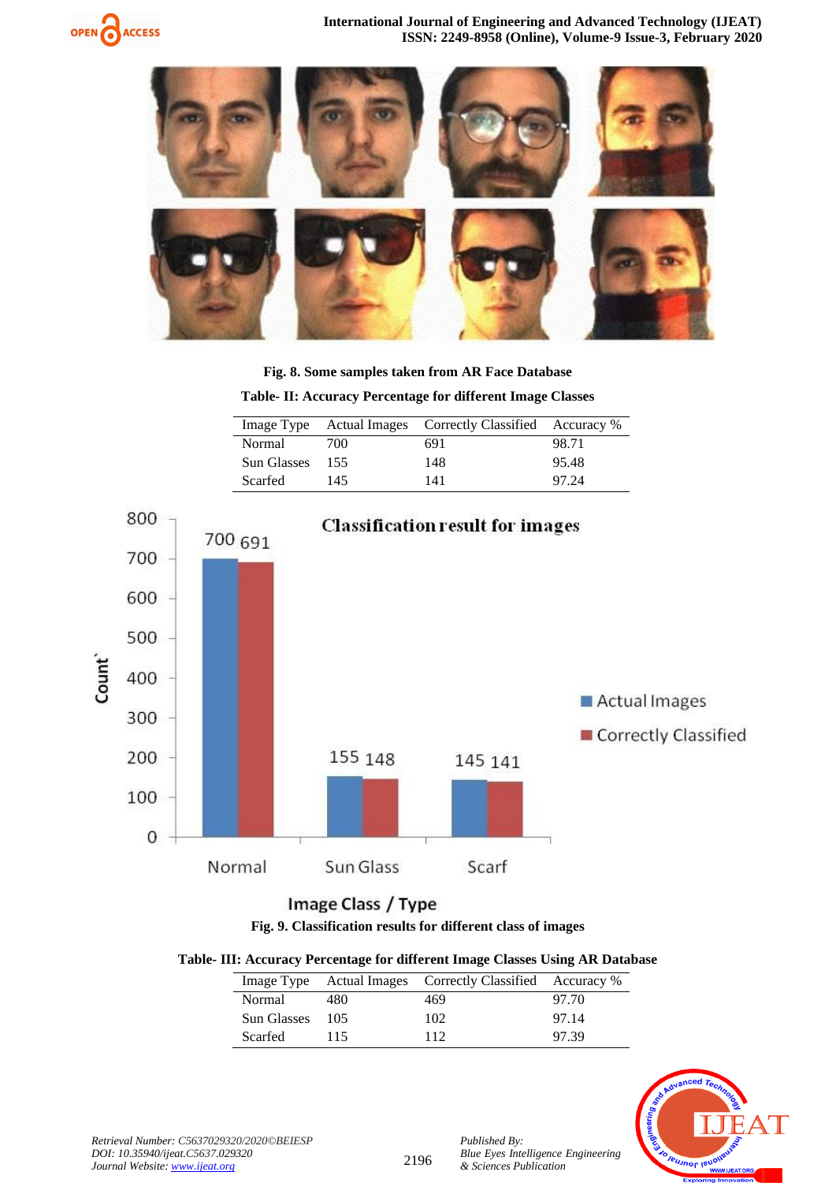Fig. 8. Some samples taken from AR Face Database

Table- II: Accuracy Percentage for different Image Classes

| Image Type | Actual Images | Correctly Classified | Accuracy % |
|---|---|---|---|
| Normal | 700 | 691 | 98.71 |
| Sun Glasses | 155 | 148 | 95.48 |
| Scarfed | 145 | 141 | 97.24 |

Classification result for images

Count

800
700
600
500
400
300
200
100
0

700 691
155 148
145 141

Normal
Sun Glass
Scarf

Image Class / Type

Actual Images
Correctly Classified

Fig. 9. Classification results for different class of images

Table- III: Accuracy Percentage for different Image Classes Using AR Database

| Image Type | Actual Images | Correctly Classified | Accuracy % |
|---|---|---|---|
| Normal | 480 | 469 | 97.70 |
| Sun Glasses | 105 | 102 | 97.14 |
| Scarfed | 115 | 112 | 97.39 |

*Retrieval Number: C5637029320/2020©BEIESP*
*DOI: 10.35940/ijeat.C5637.029320*
*Journal Website: www.ijeat.org*

*Published By:*
*Blue Eyes Intelligence Engineering*
*& Sciences Publication*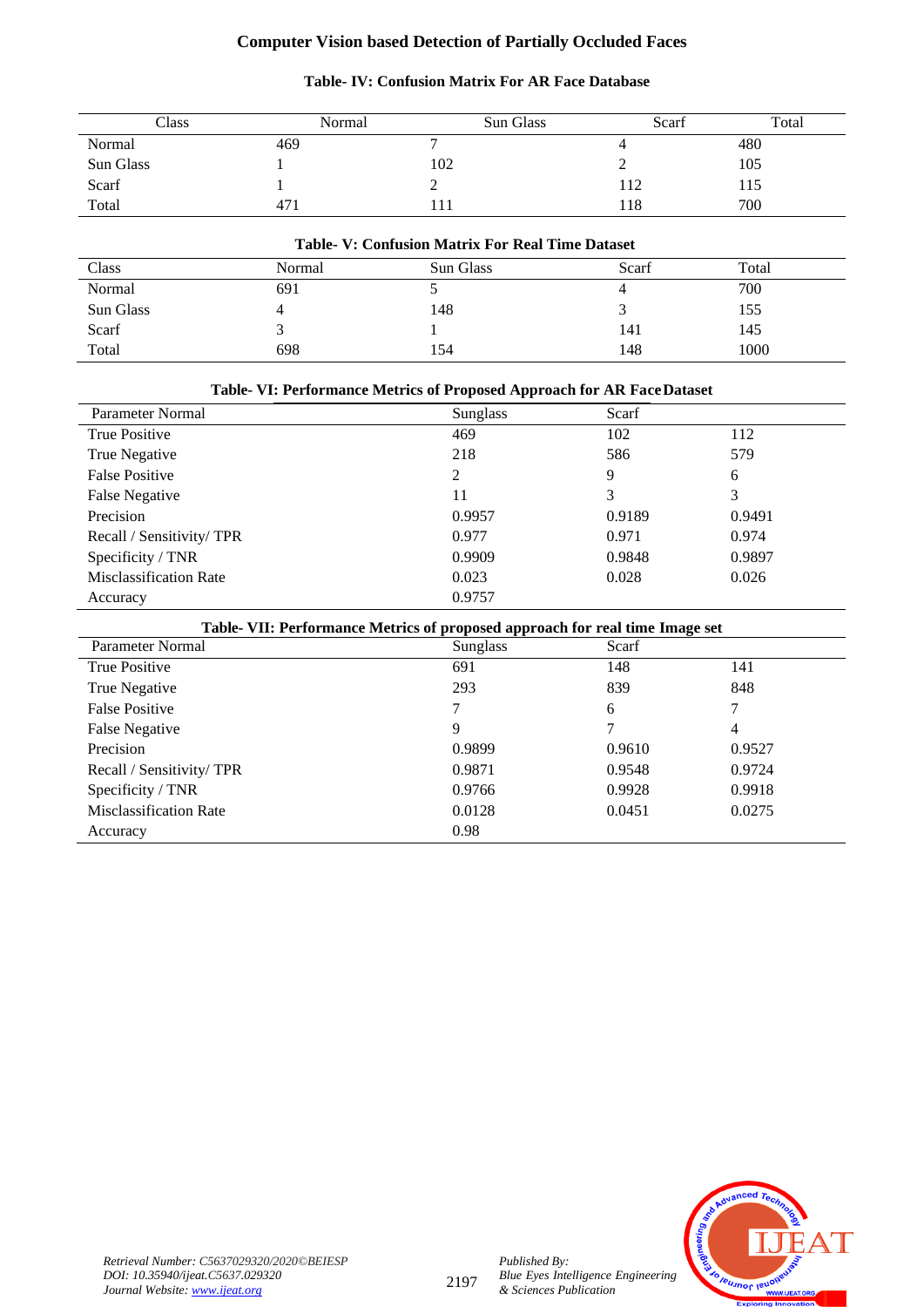**Table- IV: Confusion Matrix For AR Face Database**

| Class | Normal | Sun Glass | Scarf | Total |
|---|---|---|---|---|
| Normal | 469 | 7 | 4 | 480 |
| Sun Glass | 1 | 102 | 2 | 105 |
| Scarf | 1 | 2 | 112 | 115 |
| Total | 471 | 111 | 118 | 700 |

**Table- V: Confusion Matrix For Real Time Dataset**

| Class | Normal | Sun Glass | Scarf | Total |
|---|---|---|---|---|
| Normal | 691 | 5 | 4 | 700 |
| Sun Glass | 4 | 148 | 3 | 155 |
| Scarf | 3 | 1 | 141 | 145 |
| Total | 698 | 154 | 148 | 1000 |

**Table- VI: Performance Metrics of Proposed Approach for AR Face Dataset**

| Parameter Normal | Sunglass | Scarf | |
|---|---|---|---|
| True Positive | 469 | 102 | 112 |
| True Negative | 218 | 586 | 579 |
| False Positive | 2 | 9 | 6 |
| False Negative | 11 | 3 | 3 |
| Precision | 0.9957 | 0.9189 | 0.9491 |
| Recall / Sensitivity/ TPR | 0.977 | 0.971 | 0.974 |
| Specificity / TNR | 0.9909 | 0.9848 | 0.9897 |
| Misclassification Rate | 0.023 | 0.028 | 0.026 |
| Accuracy | 0.9757 | | |

**Table- VII: Performance Metrics of proposed approach for real time Image set**

| Parameter Normal | Sunglass | Scarf | |
|---|---|---|---|
| True Positive | 691 | 148 | 141 |
| True Negative | 293 | 839 | 848 |
| False Positive | 7 | 6 | 7 |
| False Negative | 9 | 7 | 4 |
| Precision | 0.9899 | 0.9610 | 0.9527 |
| Recall / Sensitivity/ TPR | 0.9871 | 0.9548 | 0.9724 |
| Specificity / TNR | 0.9766 | 0.9928 | 0.9918 |
| Misclassification Rate | 0.0128 | 0.0451 | 0.0275 |
| Accuracy | 0.98 | | |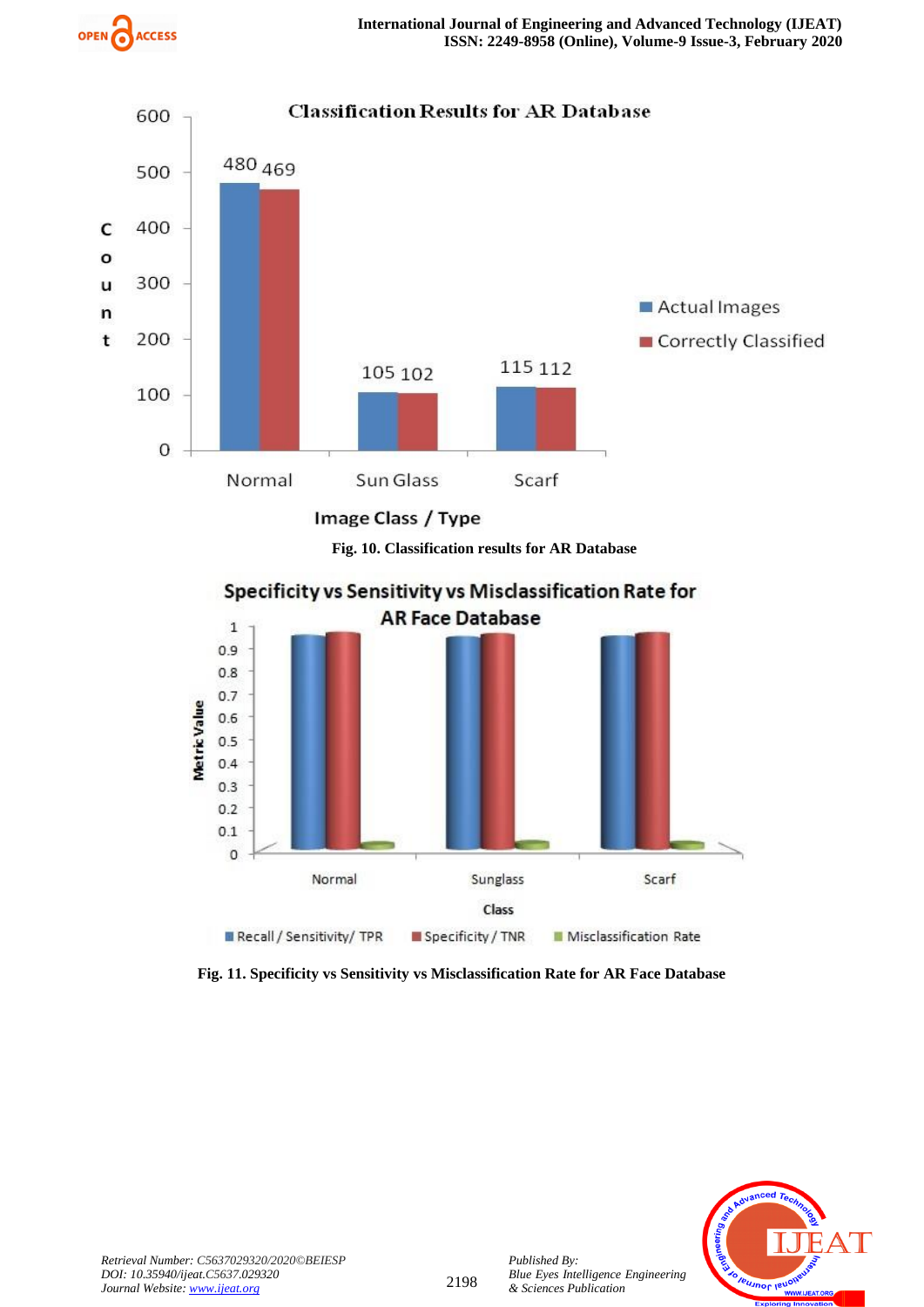Classification Results for AR Database

600
500
400
300
200
100
0

Count

480 469
105 102
115 112

Normal
Sun Glass
Scarf

Image Class / Type

Actual Images
Correctly Classified

**Fig. 10. Classification results for AR Database**

Specificity vs Sensitivity vs Misclassification Rate for AR Face Database

1
0.9
0.8
0.7
0.6
0.5
0.4
0.3
0.2
0.1
0

Metric Value

Normal
Sunglass
Scarf

Class

Recall / Sensitivity/ TPR
Specificity / TNR
Misclassification Rate

**Fig. 11. Specificity vs Sensitivity vs Misclassification Rate for AR Face Database**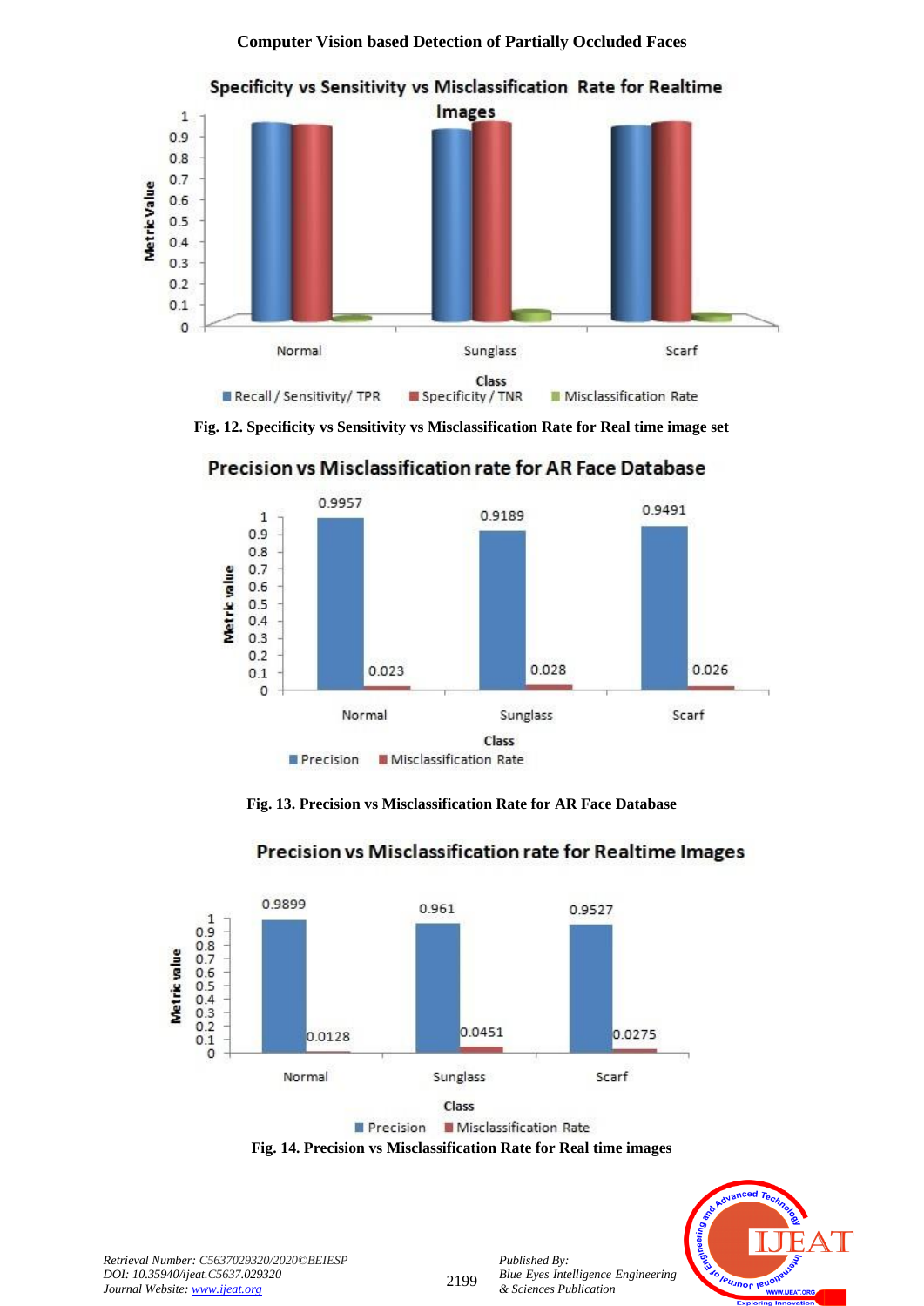Specificity vs Sensitivity vs Misclassification Rate for Realtime Images

Metric Value

1
0.9
0.8
0.7
0.6
0.5
0.4
0.3
0.2
0.1
0

Normal
Sunglass
Scarf

Class

Recall / Sensitivity/ TPR
Specificity / TNR
Misclassification Rate

**Fig. 12. Specificity vs Sensitivity vs Misclassification Rate for Real time image set**

Precision vs Misclassification rate for AR Face Database

Metric value

1
0.9
0.8
0.7
0.6
0.5
0.4
0.3
0.2
0.1
0

0.9957
0.023
0.9189
0.028
0.9491
0.026

Normal
Sunglass
Scarf

Class

Precision
Misclassification Rate

**Fig. 13. Precision vs Misclassification Rate for AR Face Database**

Precision vs Misclassification rate for Realtime Images

Metric value

1
0.9
0.8
0.7
0.6
0.5
0.4
0.3
0.2
0.1
0

0.9899
0.0128
0.961
0.0451
0.9527
0.0275

Normal
Sunglass
Scarf

Class

Precision
Misclassification Rate

**Fig. 14. Precision vs Misclassification Rate for Real time images**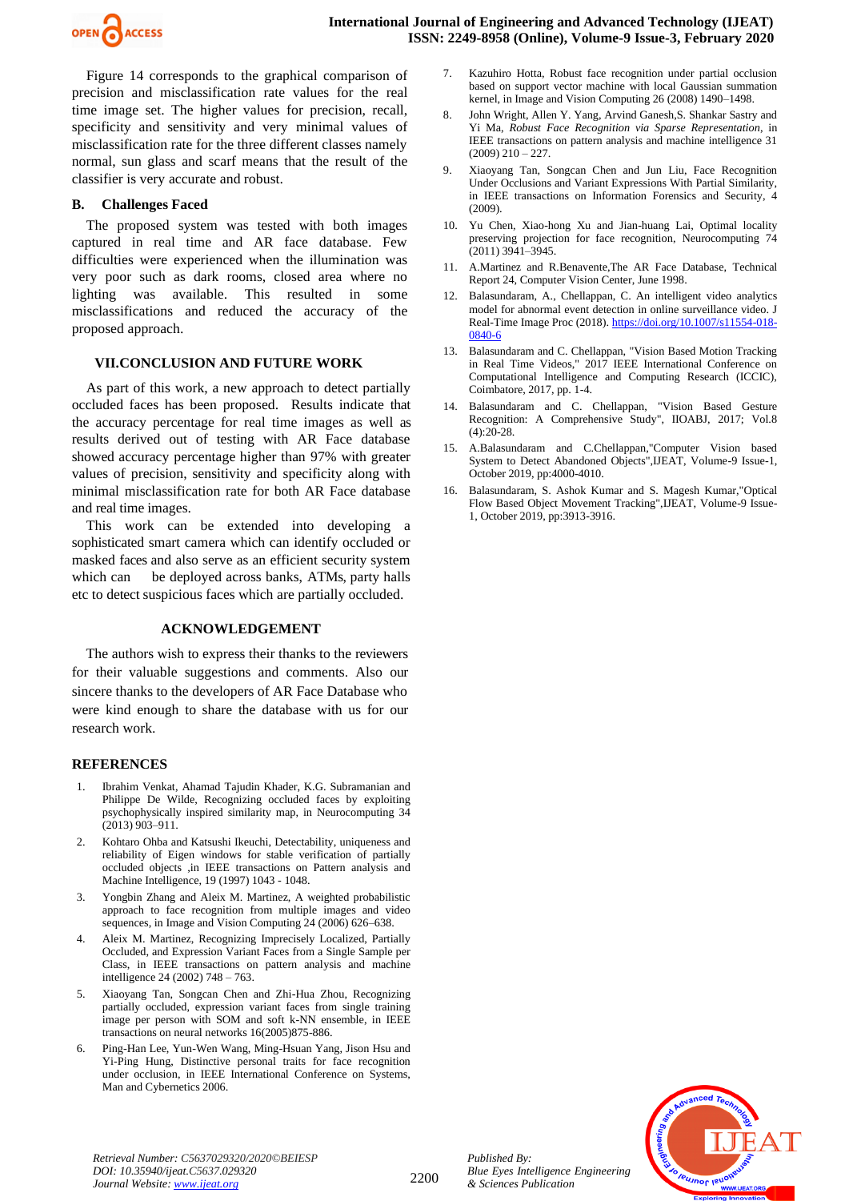Figure 14 corresponds to the graphical comparison of precision and misclassification rate values for the real time image set. The higher values for precision, recall, specificity and sensitivity and very minimal values of misclassification rate for the three different classes namely normal, sun glass and scarf means that the result of the classifier is very accurate and robust.

### B. Challenges Faced

The proposed system was tested with both images captured in real time and AR face database. Few difficulties were experienced when the illumination was very poor such as dark rooms, closed area where no lighting was available. This resulted in some misclassifications and reduced the accuracy of the proposed approach.

## VII.CONCLUSION AND FUTURE WORK

As part of this work, a new approach to detect partially occluded faces has been proposed. Results indicate that the accuracy percentage for real time images as well as results derived out of testing with AR Face database showed accuracy percentage higher than 97% with greater values of precision, sensitivity and specificity along with minimal misclassification rate for both AR Face database and real time images.

This work can be extended into developing a sophisticated smart camera which can identify occluded or masked faces and also serve as an efficient security system which can be deployed across banks, ATMs, party halls etc to detect suspicious faces which are partially occluded.

## ACKNOWLEDGEMENT

The authors wish to express their thanks to the reviewers for their valuable suggestions and comments. Also our sincere thanks to the developers of AR Face Database who were kind enough to share the database with us for our research work.

## REFERENCES

1. Ibrahim Venkat, Ahamad Tajudin Khader, K.G. Subramanian and Philippe De Wilde, Recognizing occluded faces by exploiting psychophysically inspired similarity map, in Neurocomputing 34 (2013) 903–911.
2. Kohtaro Ohba and Katsushi Ikeuchi, Detectability, uniqueness and reliability of Eigen windows for stable verification of partially occluded objects ,in IEEE transactions on Pattern analysis and Machine Intelligence, 19 (1997) 1043 - 1048.
3. Yongbin Zhang and Aleix M. Martinez, A weighted probabilistic approach to face recognition from multiple images and video sequences, in Image and Vision Computing 24 (2006) 626–638.
4. Aleix M. Martinez, Recognizing Imprecisely Localized, Partially Occluded, and Expression Variant Faces from a Single Sample per Class, in IEEE transactions on pattern analysis and machine intelligence 24 (2002) 748 – 763.
5. Xiaoyang Tan, Songcan Chen and Zhi-Hua Zhou, Recognizing partially occluded, expression variant faces from single training image per person with SOM and soft k-NN ensemble, in IEEE transactions on neural networks 16(2005)875-886.
6. Ping-Han Lee, Yun-Wen Wang, Ming-Hsuan Yang, Jison Hsu and Yi-Ping Hung, Distinctive personal traits for face recognition under occlusion, in IEEE International Conference on Systems, Man and Cybernetics 2006.
7. Kazuhiro Hotta, Robust face recognition under partial occlusion based on support vector machine with local Gaussian summation kernel, in Image and Vision Computing 26 (2008) 1490–1498.
8. John Wright, Allen Y. Yang, Arvind Ganesh,S. Shankar Sastry and Yi Ma, *Robust Face Recognition via Sparse Representation*, in IEEE transactions on pattern analysis and machine intelligence 31 (2009) 210 – 227.
9. Xiaoyang Tan, Songcan Chen and Jun Liu, Face Recognition Under Occlusions and Variant Expressions With Partial Similarity, in IEEE transactions on Information Forensics and Security, 4 (2009).
10. Yu Chen, Xiao-hong Xu and Jian-huang Lai, Optimal locality preserving projection for face recognition, Neurocomputing 74 (2011) 3941–3945.
11. A.Martinez and R.Benavente,The AR Face Database, Technical Report 24, Computer Vision Center, June 1998.
12. Balasundaram, A., Chellappan, C. An intelligent video analytics model for abnormal event detection in online surveillance video. J Real-Time Image Proc (2018). https://doi.org/10.1007/s11554-018-0840-6
13. Balasundaram and C. Chellappan, "Vision Based Motion Tracking in Real Time Videos," 2017 IEEE International Conference on Computational Intelligence and Computing Research (ICCIC), Coimbatore, 2017, pp. 1-4.
14. Balasundaram and C. Chellappan, "Vision Based Gesture Recognition: A Comprehensive Study", IIOABJ, 2017; Vol.8 (4):20-28.
15. A.Balasundaram and C.Chellappan,"Computer Vision based System to Detect Abandoned Objects",IJEAT, Volume-9 Issue-1, October 2019, pp:4000-4010.
16. Balasundaram, S. Ashok Kumar and S. Magesh Kumar,"Optical Flow Based Object Movement Tracking",IJEAT, Volume-9 Issue-1, October 2019, pp:3913-3916.